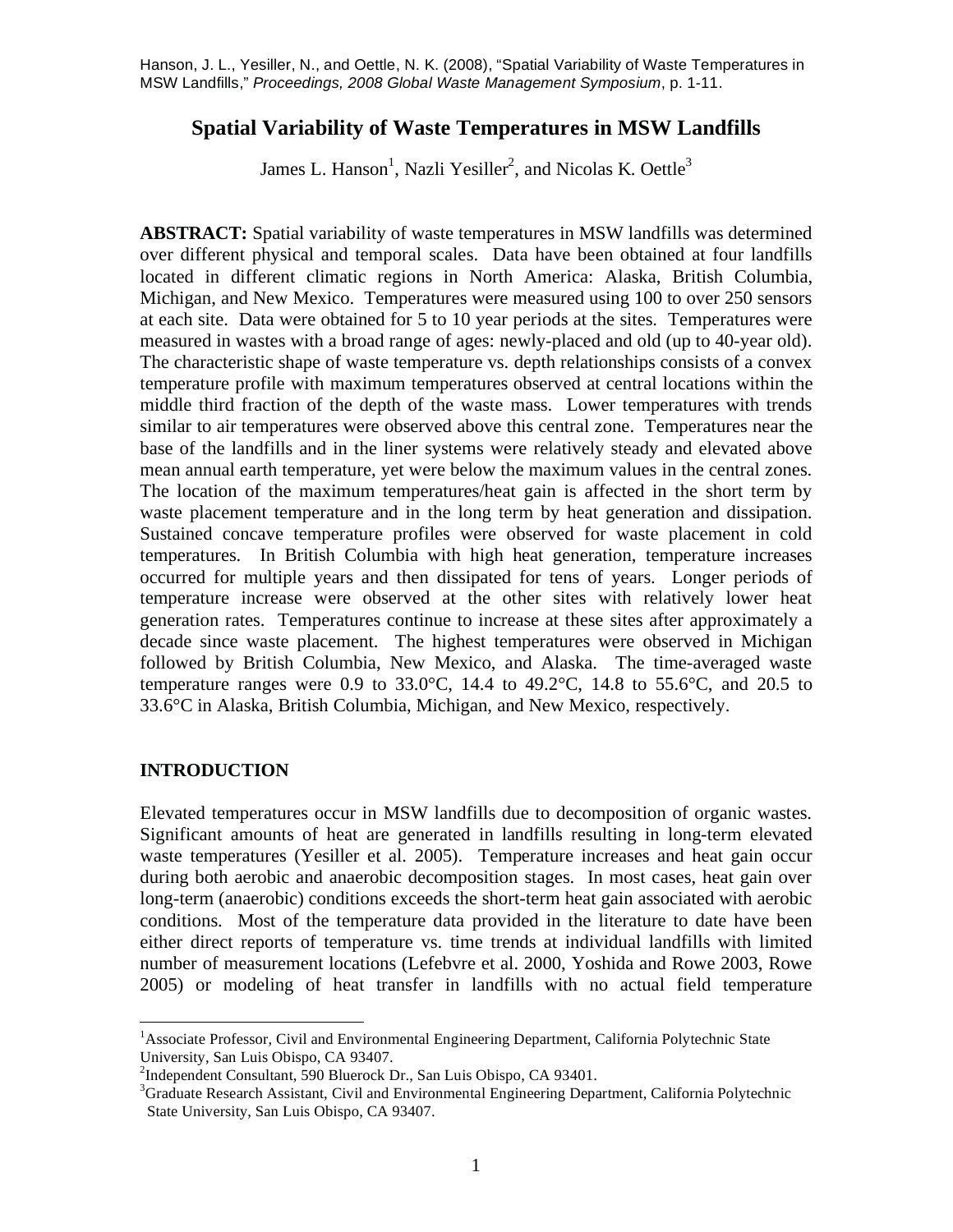Hanson, J. L., Yesiller, N., and Oettle, N. K. (2008), "Spatial Variability of Waste Temperatures in MSW Landfills," *Proceedings, 2008 Global Waste Management Symposium*, p. 1-11.

# Spatial Variability of Waste Temperatures in MSW Landfills

James L. Hanson[1], Nazli Yesiller[2], and Nicolas K. Oettle[3]

**ABSTRACT:** Spatial variability of waste temperatures in MSW landfills was determined over different physical and temporal scales. Data have been obtained at four landfills located in different climatic regions in North America: Alaska, British Columbia, Michigan, and New Mexico. Temperatures were measured using 100 to over 250 sensors at each site. Data were obtained for 5 to 10 year periods at the sites. Temperatures were measured in wastes with a broad range of ages: newly-placed and old (up to 40-year old). The characteristic shape of waste temperature vs. depth relationships consists of a convex temperature profile with maximum temperatures observed at central locations within the middle third fraction of the depth of the waste mass. Lower temperatures with trends similar to air temperatures were observed above this central zone. Temperatures near the base of the landfills and in the liner systems were relatively steady and elevated above mean annual earth temperature, yet were below the maximum values in the central zones. The location of the maximum temperatures/heat gain is affected in the short term by waste placement temperature and in the long term by heat generation and dissipation. Sustained concave temperature profiles were observed for waste placement in cold temperatures. In British Columbia with high heat generation, temperature increases occurred for multiple years and then dissipated for tens of years. Longer periods of temperature increase were observed at the other sites with relatively lower heat generation rates. Temperatures continue to increase at these sites after approximately a decade since waste placement. The highest temperatures were observed in Michigan followed by British Columbia, New Mexico, and Alaska. The time-averaged waste temperature ranges were 0.9 to 33.0°C, 14.4 to 49.2°C, 14.8 to 55.6°C, and 20.5 to 33.6°C in Alaska, British Columbia, Michigan, and New Mexico, respectively.

## INTRODUCTION

Elevated temperatures occur in MSW landfills due to decomposition of organic wastes. Significant amounts of heat are generated in landfills resulting in long-term elevated waste temperatures (Yesiller et al. 2005). Temperature increases and heat gain occur during both aerobic and anaerobic decomposition stages. In most cases, heat gain over long-term (anaerobic) conditions exceeds the short-term heat gain associated with aerobic conditions. Most of the temperature data provided in the literature to date have been either direct reports of temperature vs. time trends at individual landfills with limited number of measurement locations (Lefebvre et al. 2000, Yoshida and Rowe 2003, Rowe 2005) or modeling of heat transfer in landfills with no actual field temperature

[1]Associate Professor, Civil and Environmental Engineering Department, California Polytechnic State University, San Luis Obispo, CA 93407.
[2]Independent Consultant, 590 Bluerock Dr., San Luis Obispo, CA 93401.
[3]Graduate Research Assistant, Civil and Environmental Engineering Department, California Polytechnic State University, San Luis Obispo, CA 93407.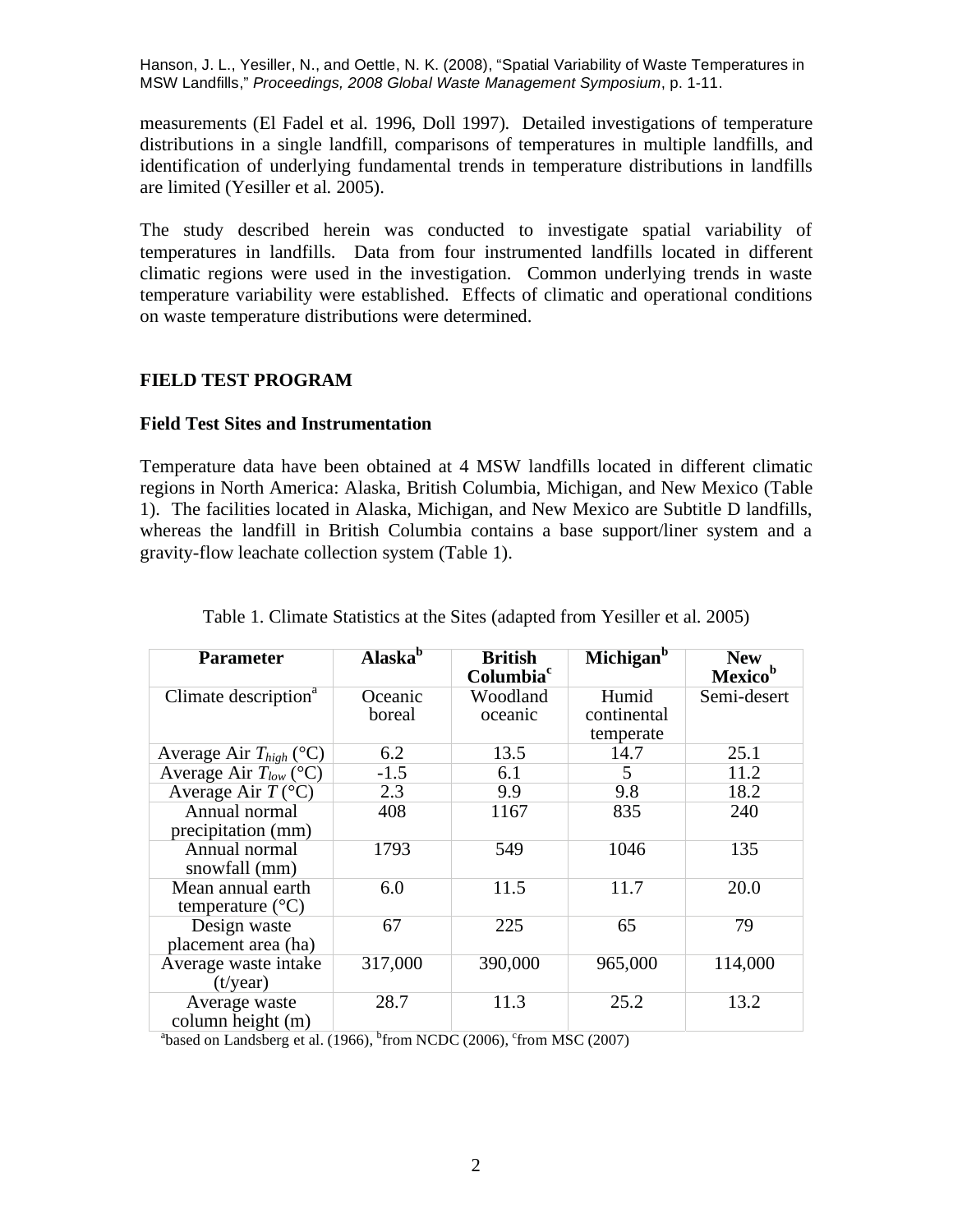measurements (El Fadel et al. 1996, Doll 1997). Detailed investigations of temperature distributions in a single landfill, comparisons of temperatures in multiple landfills, and identification of underlying fundamental trends in temperature distributions in landfills are limited (Yesiller et al. 2005).

The study described herein was conducted to investigate spatial variability of temperatures in landfills. Data from four instrumented landfills located in different climatic regions were used in the investigation. Common underlying trends in waste temperature variability were established. Effects of climatic and operational conditions on waste temperature distributions were determined.

## FIELD TEST PROGRAM

### Field Test Sites and Instrumentation

Temperature data have been obtained at 4 MSW landfills located in different climatic regions in North America: Alaska, British Columbia, Michigan, and New Mexico (Table 1). The facilities located in Alaska, Michigan, and New Mexico are Subtitle D landfills, whereas the landfill in British Columbia contains a base support/liner system and a gravity-flow leachate collection system (Table 1).

Table 1. Climate Statistics at the Sites (adapted from Yesiller et al. 2005)

| Parameter | Alaska[b] | British Columbia[c] | Michigan[b] | New Mexico[b] |
|---|---|---|---|---|
| Climate description[a] | Oceanic boreal | Woodland oceanic | Humid continental temperate | Semi-desert |
| Average Air $T_{high}$ (°C) | 6.2 | 13.5 | 14.7 | 25.1 |
| Average Air $T_{low}$ (°C) | -1.5 | 6.1 | 5 | 11.2 |
| Average Air $T$ (°C) | 2.3 | 9.9 | 9.8 | 18.2 |
| Annual normal precipitation (mm) | 408 | 1167 | 835 | 240 |
| Annual normal snowfall (mm) | 1793 | 549 | 1046 | 135 |
| Mean annual earth temperature (°C) | 6.0 | 11.5 | 11.7 | 20.0 |
| Design waste placement area (ha) | 67 | 225 | 65 | 79 |
| Average waste intake (t/year) | 317,000 | 390,000 | 965,000 | 114,000 |
| Average waste column height (m) | 28.7 | 11.3 | 25.2 | 13.2 |

[a]based on Landsberg et al. (1966), [b]from NCDC (2006), [c]from MSC (2007)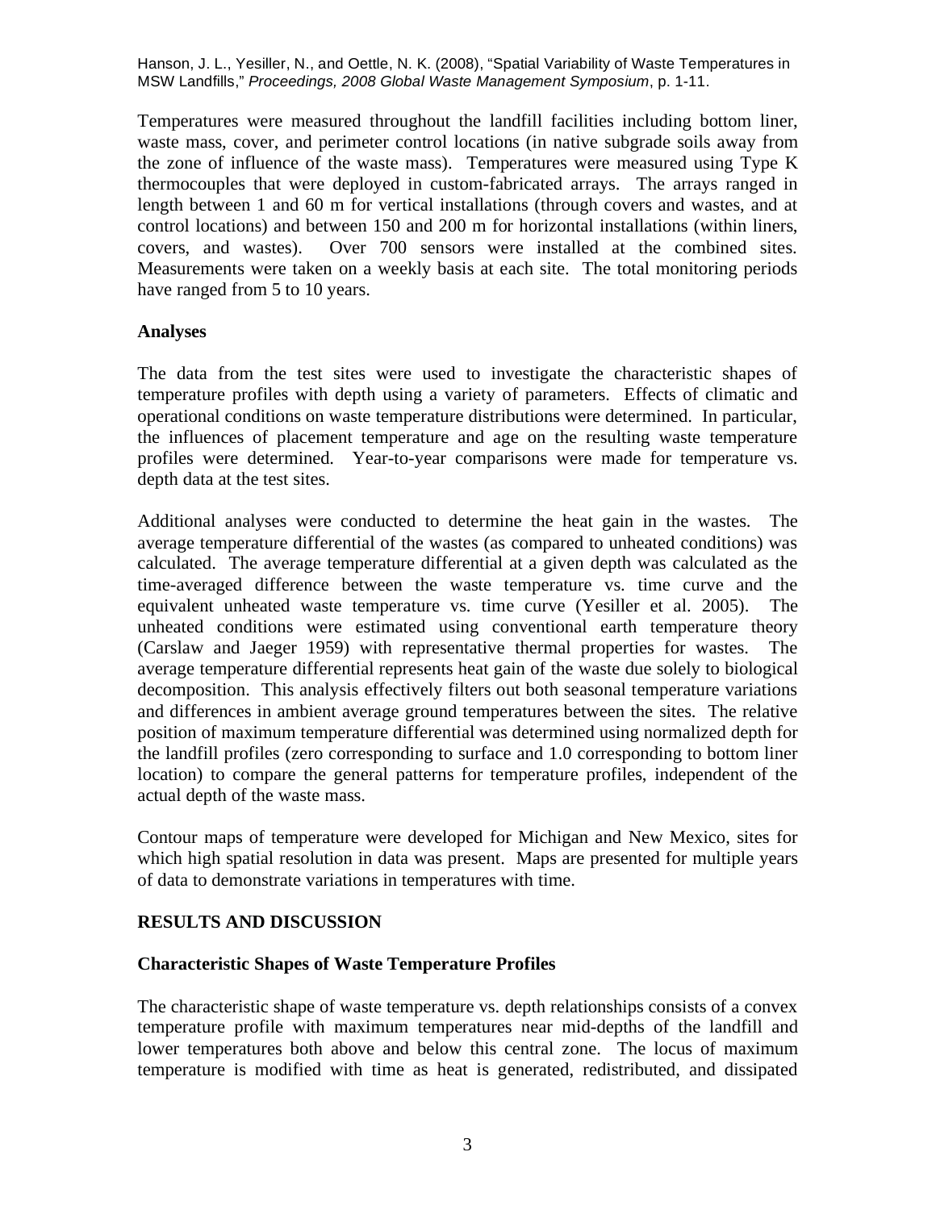Temperatures were measured throughout the landfill facilities including bottom liner, waste mass, cover, and perimeter control locations (in native subgrade soils away from the zone of influence of the waste mass). Temperatures were measured using Type K thermocouples that were deployed in custom-fabricated arrays. The arrays ranged in length between 1 and 60 m for vertical installations (through covers and wastes, and at control locations) and between 150 and 200 m for horizontal installations (within liners, covers, and wastes). Over 700 sensors were installed at the combined sites. Measurements were taken on a weekly basis at each site. The total monitoring periods have ranged from 5 to 10 years.

**Analyses**

The data from the test sites were used to investigate the characteristic shapes of temperature profiles with depth using a variety of parameters. Effects of climatic and operational conditions on waste temperature distributions were determined. In particular, the influences of placement temperature and age on the resulting waste temperature profiles were determined. Year-to-year comparisons were made for temperature vs. depth data at the test sites.

Additional analyses were conducted to determine the heat gain in the wastes. The average temperature differential of the wastes (as compared to unheated conditions) was calculated. The average temperature differential at a given depth was calculated as the time-averaged difference between the waste temperature vs. time curve and the equivalent unheated waste temperature vs. time curve (Yesiller et al. 2005). The unheated conditions were estimated using conventional earth temperature theory (Carslaw and Jaeger 1959) with representative thermal properties for wastes. The average temperature differential represents heat gain of the waste due solely to biological decomposition. This analysis effectively filters out both seasonal temperature variations and differences in ambient average ground temperatures between the sites. The relative position of maximum temperature differential was determined using normalized depth for the landfill profiles (zero corresponding to surface and 1.0 corresponding to bottom liner location) to compare the general patterns for temperature profiles, independent of the actual depth of the waste mass.

Contour maps of temperature were developed for Michigan and New Mexico, sites for which high spatial resolution in data was present. Maps are presented for multiple years of data to demonstrate variations in temperatures with time.

## RESULTS AND DISCUSSION

**Characteristic Shapes of Waste Temperature Profiles**

The characteristic shape of waste temperature vs. depth relationships consists of a convex temperature profile with maximum temperatures near mid-depths of the landfill and lower temperatures both above and below this central zone. The locus of maximum temperature is modified with time as heat is generated, redistributed, and dissipated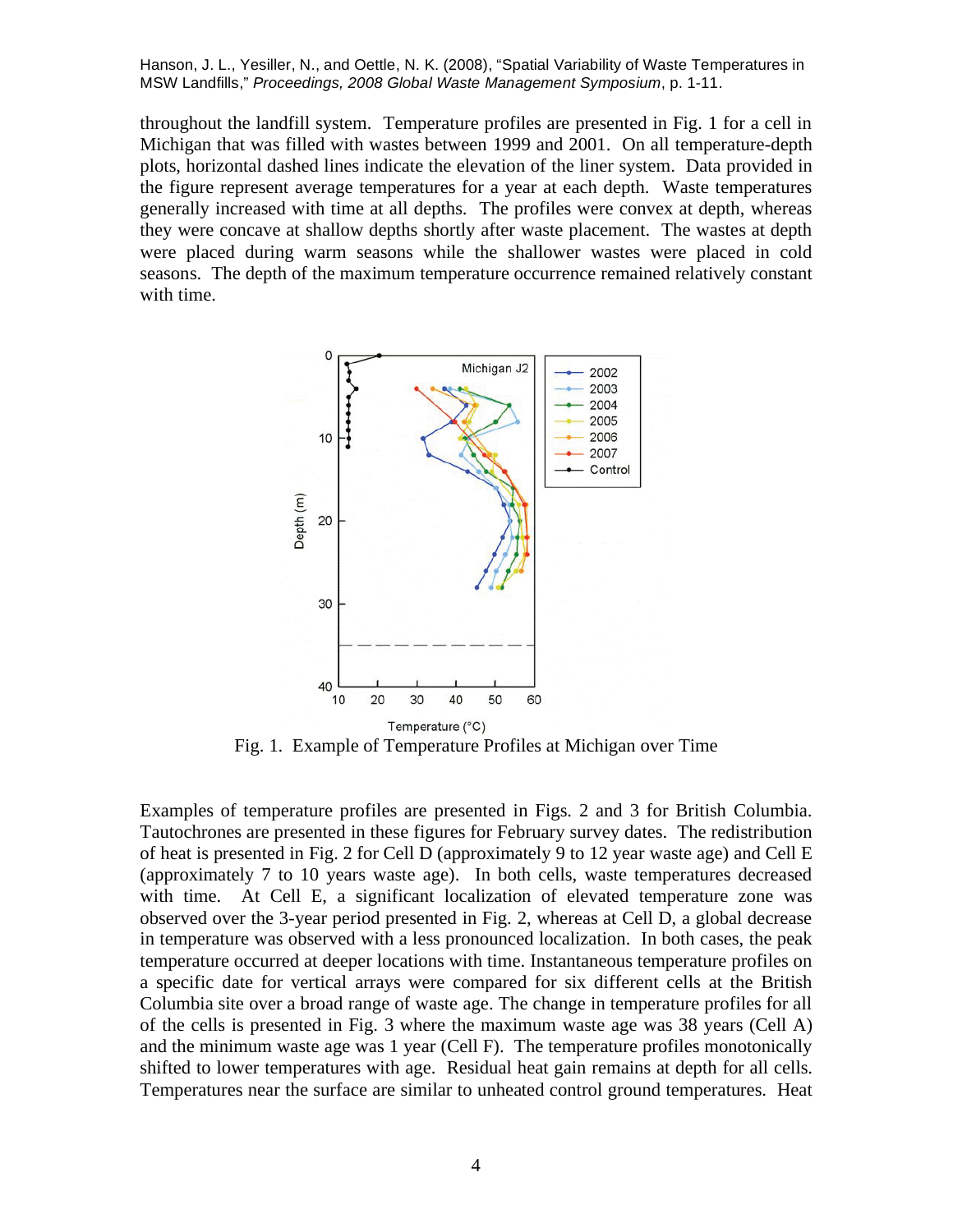throughout the landfill system. Temperature profiles are presented in Fig. 1 for a cell in Michigan that was filled with wastes between 1999 and 2001. On all temperature-depth plots, horizontal dashed lines indicate the elevation of the liner system. Data provided in the figure represent average temperatures for a year at each depth. Waste temperatures generally increased with time at all depths. The profiles were convex at depth, whereas they were concave at shallow depths shortly after waste placement. The wastes at depth were placed during warm seasons while the shallower wastes were placed in cold seasons. The depth of the maximum temperature occurrence remained relatively constant with time.

Fig. 1. Example of Temperature Profiles at Michigan over Time

Examples of temperature profiles are presented in Figs. 2 and 3 for British Columbia. Tautochrones are presented in these figures for February survey dates. The redistribution of heat is presented in Fig. 2 for Cell D (approximately 9 to 12 year waste age) and Cell E (approximately 7 to 10 years waste age). In both cells, waste temperatures decreased with time. At Cell E, a significant localization of elevated temperature zone was observed over the 3-year period presented in Fig. 2, whereas at Cell D, a global decrease in temperature was observed with a less pronounced localization. In both cases, the peak temperature occurred at deeper locations with time. Instantaneous temperature profiles on a specific date for vertical arrays were compared for six different cells at the British Columbia site over a broad range of waste age. The change in temperature profiles for all of the cells is presented in Fig. 3 where the maximum waste age was 38 years (Cell A) and the minimum waste age was 1 year (Cell F). The temperature profiles monotonically shifted to lower temperatures with age. Residual heat gain remains at depth for all cells. Temperatures near the surface are similar to unheated control ground temperatures. Heat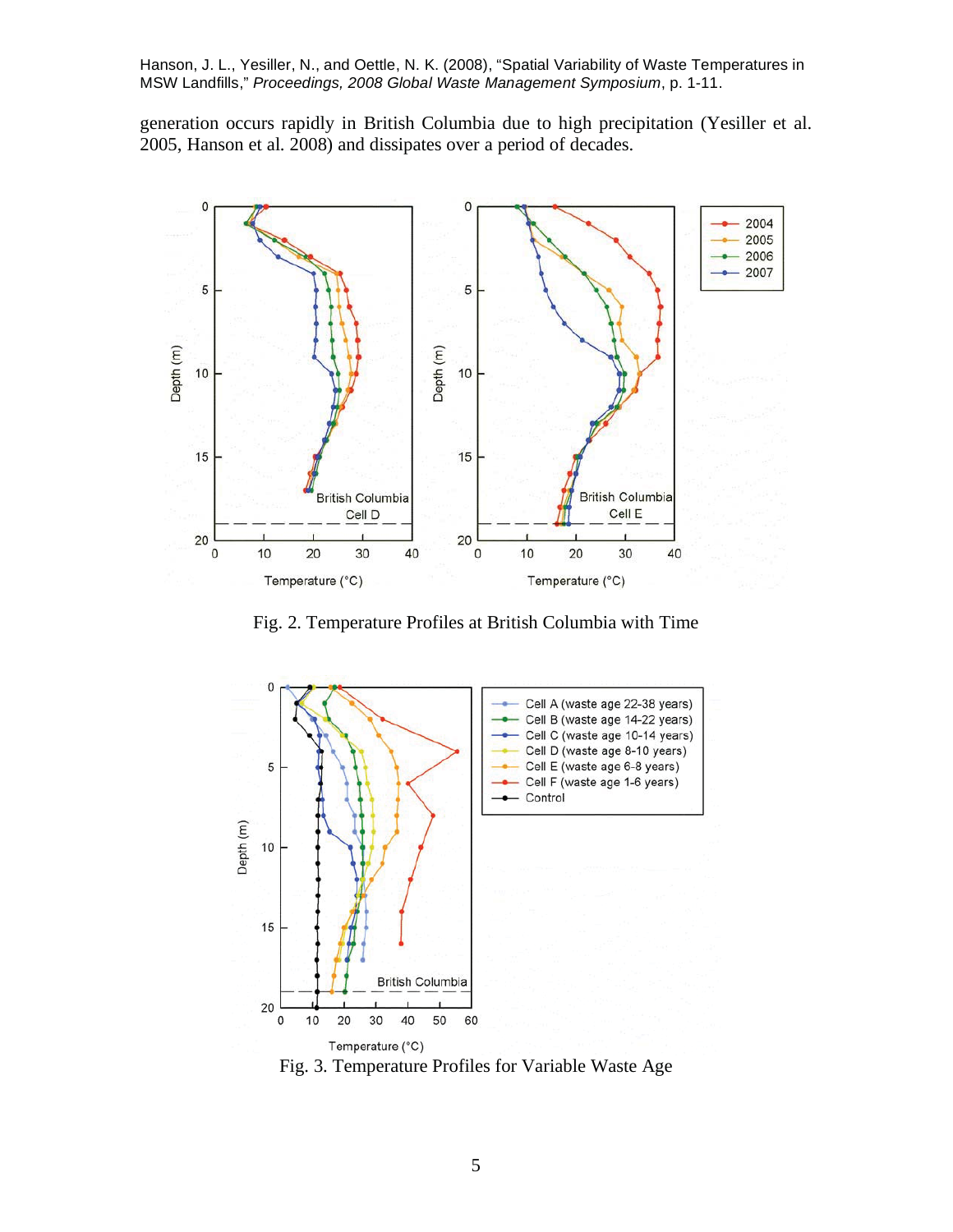generation occurs rapidly in British Columbia due to high precipitation (Yesiller et al. 2005, Hanson et al. 2008) and dissipates over a period of decades.

Fig. 2. Temperature Profiles at British Columbia with Time

Fig. 3. Temperature Profiles for Variable Waste Age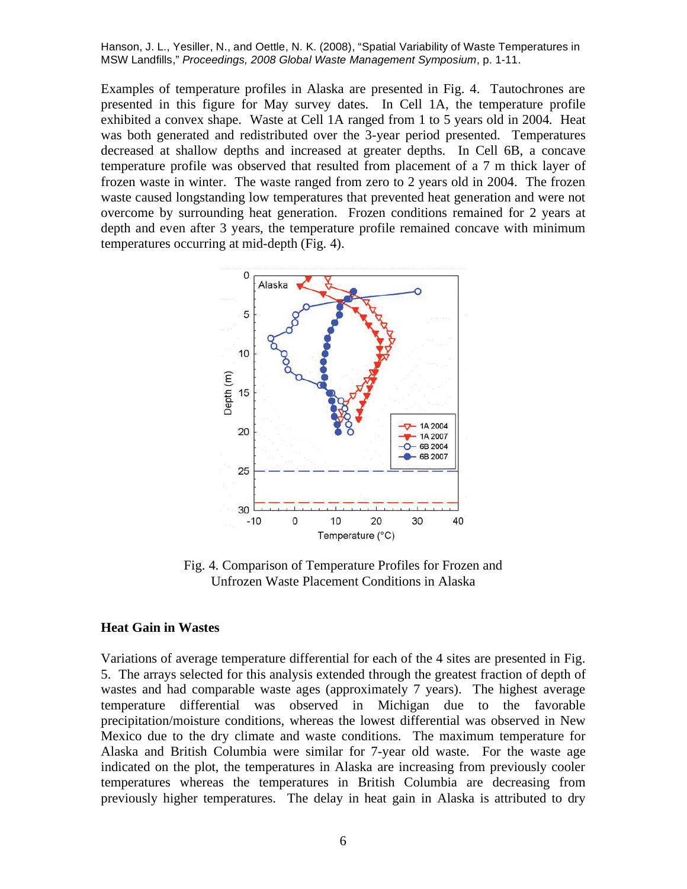Examples of temperature profiles in Alaska are presented in Fig. 4. Tautochrones are presented in this figure for May survey dates. In Cell 1A, the temperature profile exhibited a convex shape. Waste at Cell 1A ranged from 1 to 5 years old in 2004. Heat was both generated and redistributed over the 3-year period presented. Temperatures decreased at shallow depths and increased at greater depths. In Cell 6B, a concave temperature profile was observed that resulted from placement of a 7 m thick layer of frozen waste in winter. The waste ranged from zero to 2 years old in 2004. The frozen waste caused longstanding low temperatures that prevented heat generation and were not overcome by surrounding heat generation. Frozen conditions remained for 2 years at depth and even after 3 years, the temperature profile remained concave with minimum temperatures occurring at mid-depth (Fig. 4).

Fig. 4. Comparison of Temperature Profiles for Frozen and Unfrozen Waste Placement Conditions in Alaska

## Heat Gain in Wastes

Variations of average temperature differential for each of the 4 sites are presented in Fig. 5. The arrays selected for this analysis extended through the greatest fraction of depth of wastes and had comparable waste ages (approximately 7 years). The highest average temperature differential was observed in Michigan due to the favorable precipitation/moisture conditions, whereas the lowest differential was observed in New Mexico due to the dry climate and waste conditions. The maximum temperature for Alaska and British Columbia were similar for 7-year old waste. For the waste age indicated on the plot, the temperatures in Alaska are increasing from previously cooler temperatures whereas the temperatures in British Columbia are decreasing from previously higher temperatures. The delay in heat gain in Alaska is attributed to dry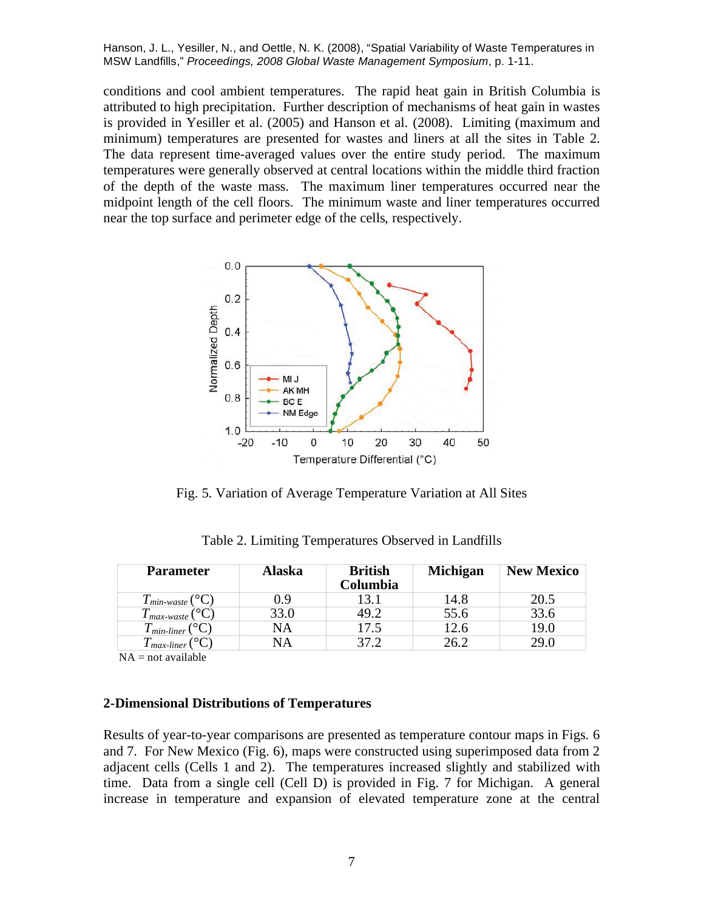conditions and cool ambient temperatures. The rapid heat gain in British Columbia is attributed to high precipitation. Further description of mechanisms of heat gain in wastes is provided in Yesiller et al. (2005) and Hanson et al. (2008). Limiting (maximum and minimum) temperatures are presented for wastes and liners at all the sites in Table 2. The data represent time-averaged values over the entire study period. The maximum temperatures were generally observed at central locations within the middle third fraction of the depth of the waste mass. The maximum liner temperatures occurred near the midpoint length of the cell floors. The minimum waste and liner temperatures occurred near the top surface and perimeter edge of the cells, respectively.

Fig. 5. Variation of Average Temperature Variation at All Sites

Table 2. Limiting Temperatures Observed in Landfills

| Parameter | Alaska | British Columbia | Michigan | New Mexico |
|---|---|---|---|---|
| $T_{min\text{-}waste}$ (°C) | 0.9 | 13.1 | 14.8 | 20.5 |
| $T_{max\text{-}waste}$ (°C) | 33.0 | 49.2 | 55.6 | 33.6 |
| $T_{min\text{-}liner}$ (°C) | NA | 17.5 | 12.6 | 19.0 |
| $T_{max\text{-}liner}$ (°C) | NA | 37.2 | 26.2 | 29.0 |

NA = not available

**2-Dimensional Distributions of Temperatures**

Results of year-to-year comparisons are presented as temperature contour maps in Figs. 6 and 7. For New Mexico (Fig. 6), maps were constructed using superimposed data from 2 adjacent cells (Cells 1 and 2). The temperatures increased slightly and stabilized with time. Data from a single cell (Cell D) is provided in Fig. 7 for Michigan. A general increase in temperature and expansion of elevated temperature zone at the central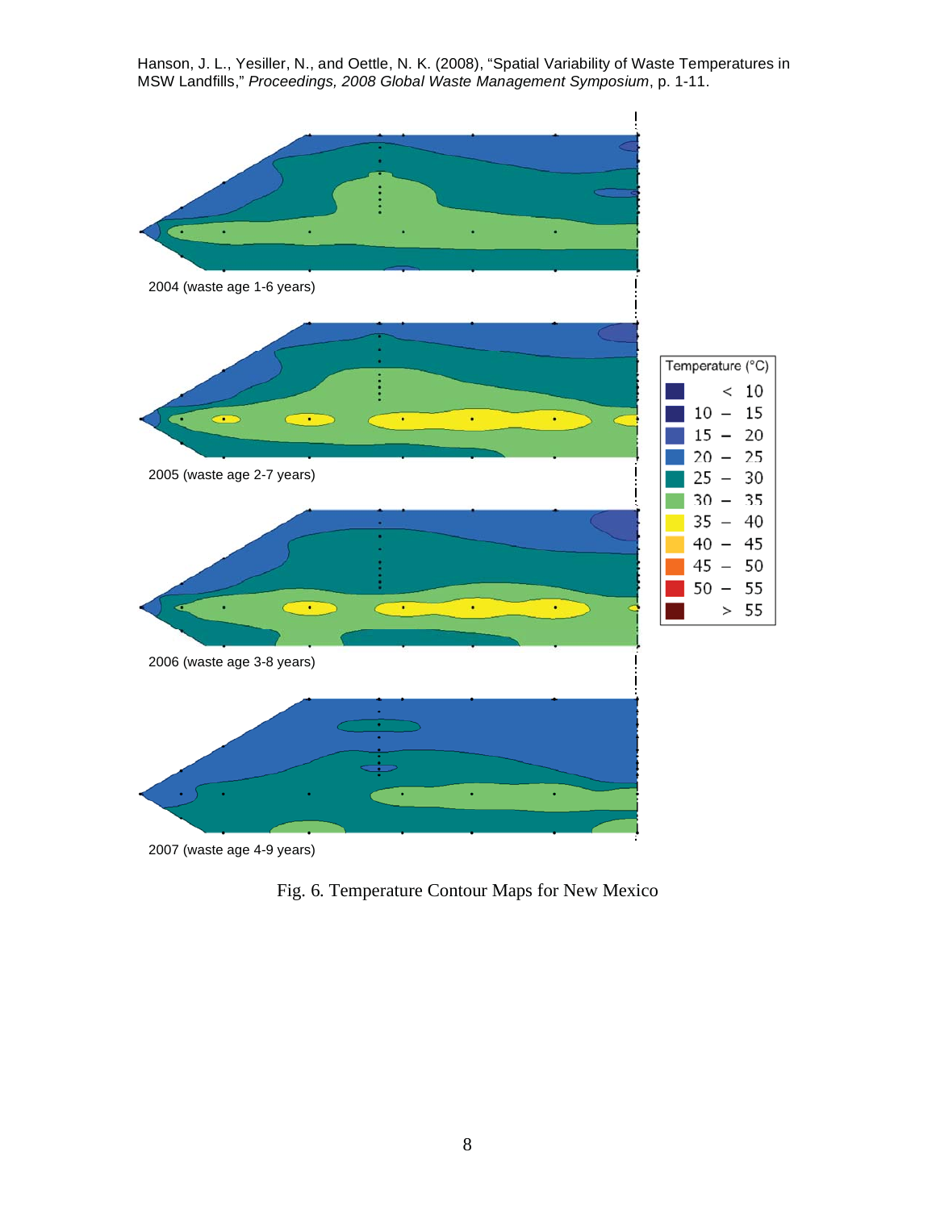Fig. 6. Temperature Contour Maps for New Mexico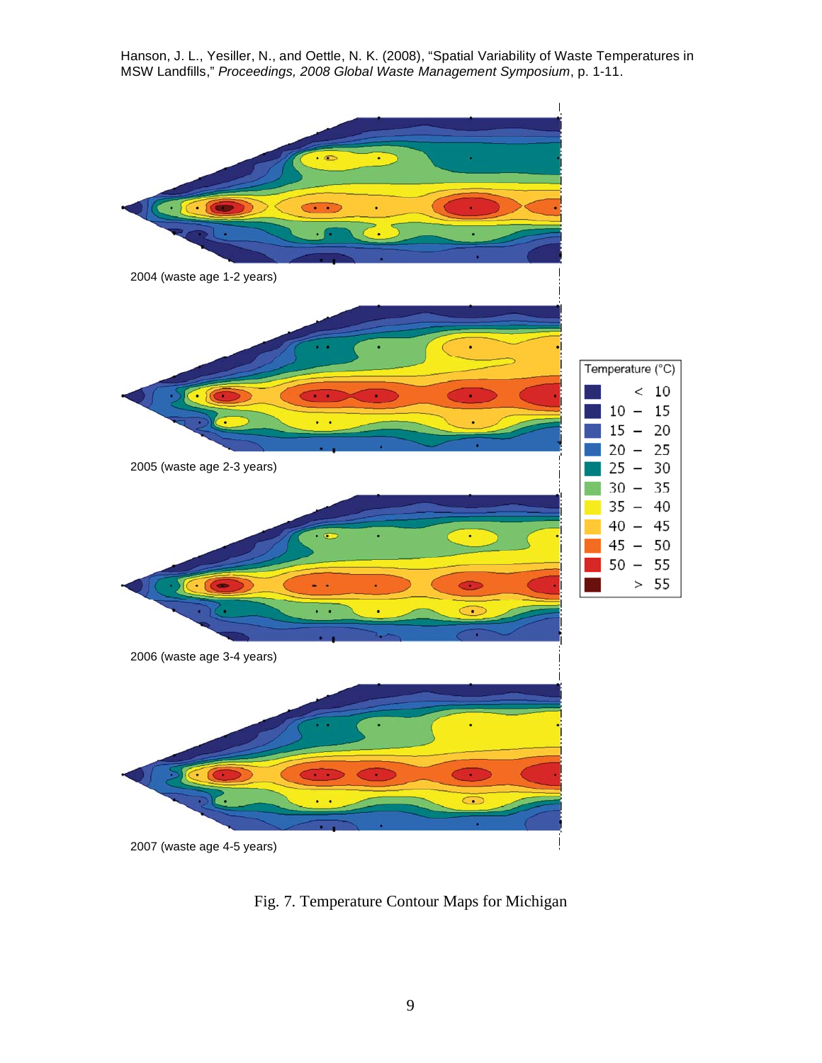Fig. 7. Temperature Contour Maps for Michigan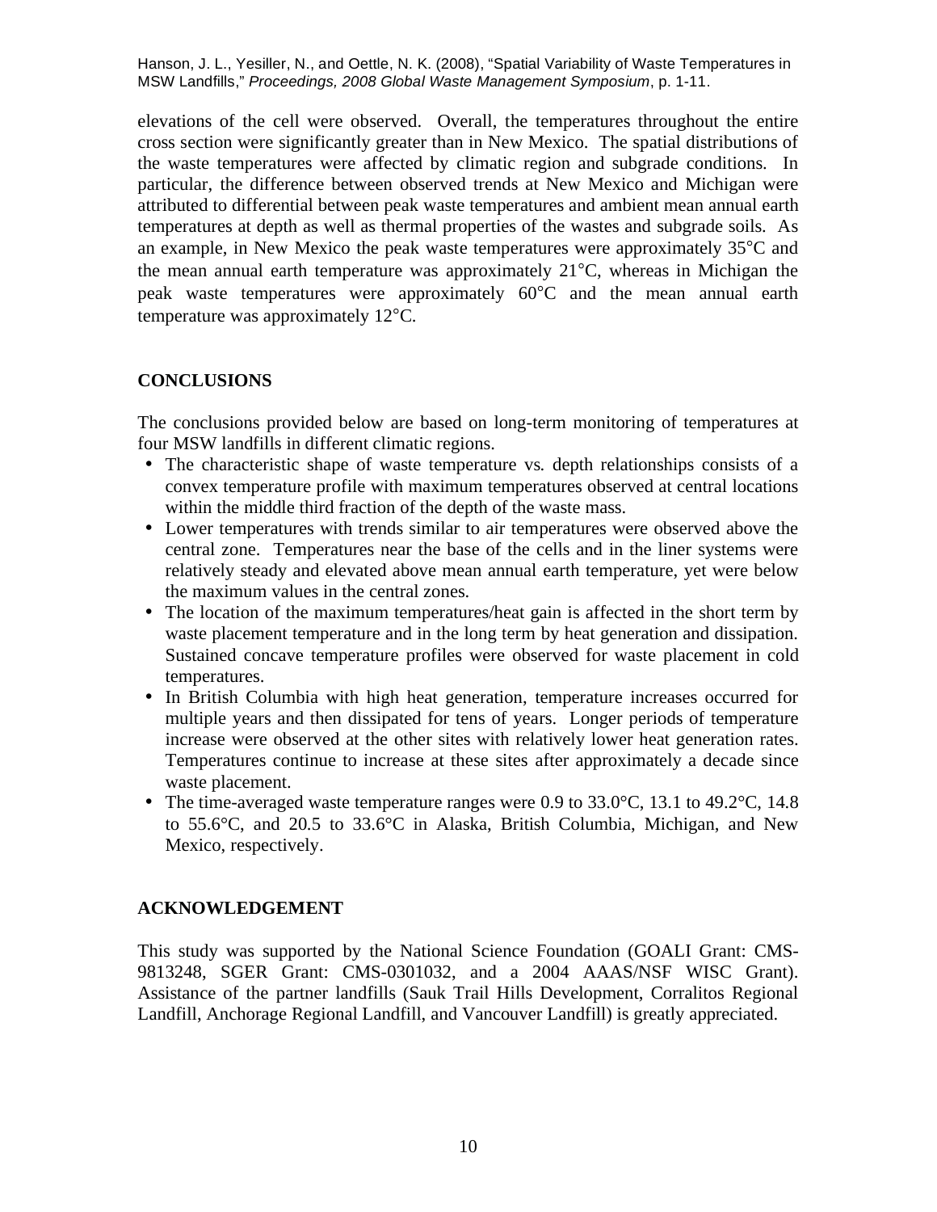elevations of the cell were observed. Overall, the temperatures throughout the entire cross section were significantly greater than in New Mexico. The spatial distributions of the waste temperatures were affected by climatic region and subgrade conditions. In particular, the difference between observed trends at New Mexico and Michigan were attributed to differential between peak waste temperatures and ambient mean annual earth temperatures at depth as well as thermal properties of the wastes and subgrade soils. As an example, in New Mexico the peak waste temperatures were approximately 35°C and the mean annual earth temperature was approximately 21°C, whereas in Michigan the peak waste temperatures were approximately 60°C and the mean annual earth temperature was approximately 12°C.

## CONCLUSIONS

The conclusions provided below are based on long-term monitoring of temperatures at four MSW landfills in different climatic regions.

- The characteristic shape of waste temperature vs. depth relationships consists of a convex temperature profile with maximum temperatures observed at central locations within the middle third fraction of the depth of the waste mass.
- Lower temperatures with trends similar to air temperatures were observed above the central zone. Temperatures near the base of the cells and in the liner systems were relatively steady and elevated above mean annual earth temperature, yet were below the maximum values in the central zones.
- The location of the maximum temperatures/heat gain is affected in the short term by waste placement temperature and in the long term by heat generation and dissipation. Sustained concave temperature profiles were observed for waste placement in cold temperatures.
- In British Columbia with high heat generation, temperature increases occurred for multiple years and then dissipated for tens of years. Longer periods of temperature increase were observed at the other sites with relatively lower heat generation rates. Temperatures continue to increase at these sites after approximately a decade since waste placement.
- The time-averaged waste temperature ranges were 0.9 to 33.0°C, 13.1 to 49.2°C, 14.8 to 55.6°C, and 20.5 to 33.6°C in Alaska, British Columbia, Michigan, and New Mexico, respectively.

## ACKNOWLEDGEMENT

This study was supported by the National Science Foundation (GOALI Grant: CMS-9813248, SGER Grant: CMS-0301032, and a 2004 AAAS/NSF WISC Grant). Assistance of the partner landfills (Sauk Trail Hills Development, Corralitos Regional Landfill, Anchorage Regional Landfill, and Vancouver Landfill) is greatly appreciated.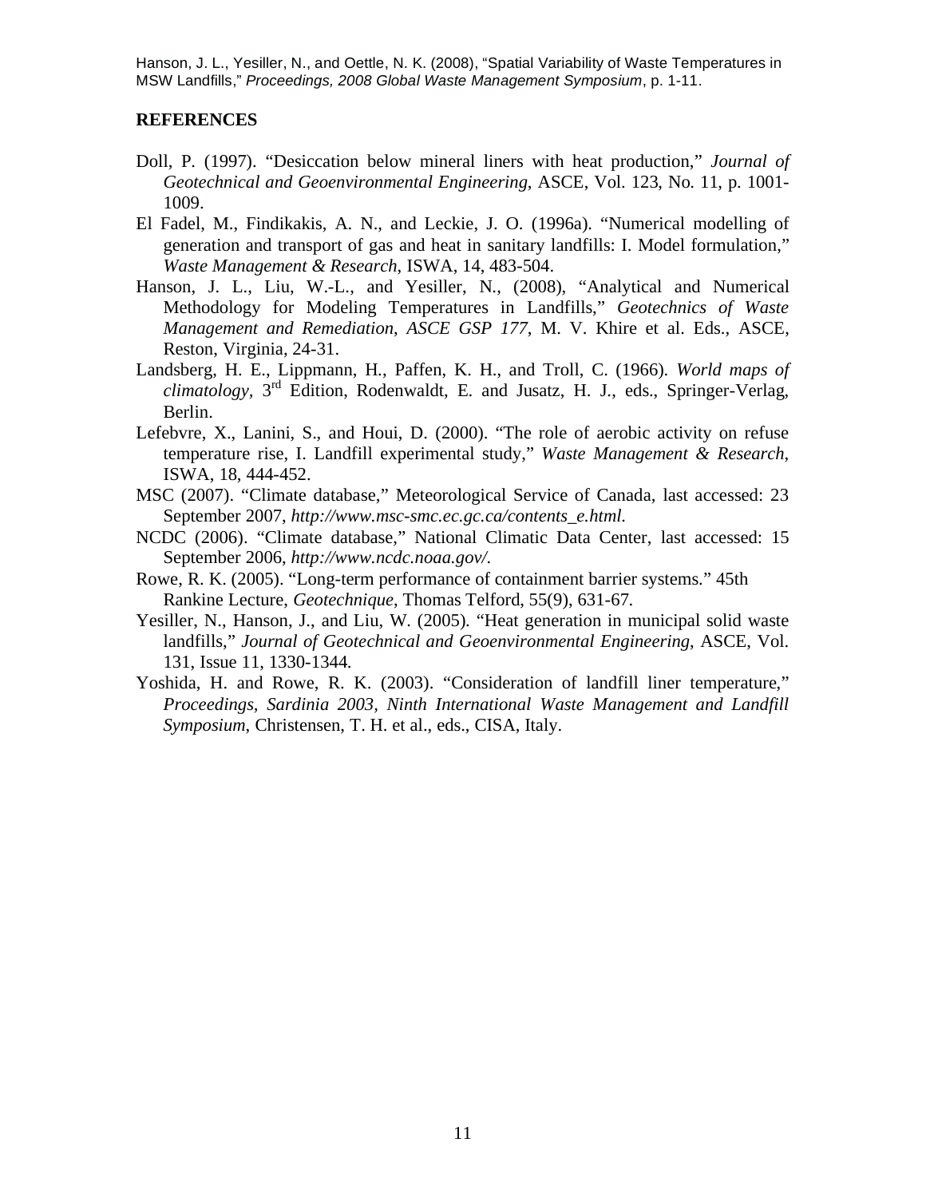## REFERENCES

Doll, P. (1997). "Desiccation below mineral liners with heat production," *Journal of Geotechnical and Geoenvironmental Engineering*, ASCE, Vol. 123, No. 11, p. 1001-1009.

El Fadel, M., Findikakis, A. N., and Leckie, J. O. (1996a). "Numerical modelling of generation and transport of gas and heat in sanitary landfills: I. Model formulation," *Waste Management & Research*, ISWA, 14, 483-504.

Hanson, J. L., Liu, W.-L., and Yesiller, N., (2008), "Analytical and Numerical Methodology for Modeling Temperatures in Landfills," *Geotechnics of Waste Management and Remediation, ASCE GSP 177*, M. V. Khire et al. Eds., ASCE, Reston, Virginia, 24-31.

Landsberg, H. E., Lippmann, H., Paffen, K. H., and Troll, C. (1966). *World maps of climatology*, 3rd Edition, Rodenwaldt, E. and Jusatz, H. J., eds., Springer-Verlag, Berlin.

Lefebvre, X., Lanini, S., and Houi, D. (2000). "The role of aerobic activity on refuse temperature rise, I. Landfill experimental study," *Waste Management & Research*, ISWA, 18, 444-452.

MSC (2007). "Climate database," Meteorological Service of Canada, last accessed: 23 September 2007, *http://www.msc-smc.ec.gc.ca/contents_e.html.*

NCDC (2006). "Climate database," National Climatic Data Center, last accessed: 15 September 2006, *http://www.ncdc.noaa.gov/.*

Rowe, R. K. (2005). "Long-term performance of containment barrier systems." 45th Rankine Lecture, *Geotechnique*, Thomas Telford, 55(9), 631-67.

Yesiller, N., Hanson, J., and Liu, W. (2005). "Heat generation in municipal solid waste landfills," *Journal of Geotechnical and Geoenvironmental Engineering*, ASCE, Vol. 131, Issue 11, 1330-1344.

Yoshida, H. and Rowe, R. K. (2003). "Consideration of landfill liner temperature," *Proceedings, Sardinia 2003, Ninth International Waste Management and Landfill Symposium*, Christensen, T. H. et al., eds., CISA, Italy.